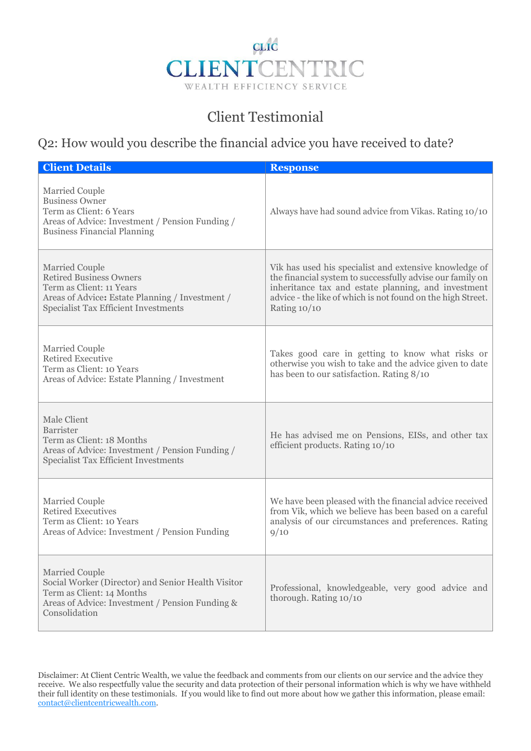CLIC

CLIENTCENTRIC

WEALTH EFFICIENCY SERVICE

# Client Testimonial

## Q2: How would you describe the financial advice you have received to date?

| Client Details | Response |
|---|---|
| Married Couple<br>Business Owner<br>Term as Client: 6 Years<br>Areas of Advice: Investment / Pension Funding / Business Financial Planning | Always have had sound advice from Vikas. Rating 10/10 |
| Married Couple<br>Retired Business Owners<br>Term as Client: 11 Years<br>Areas of Advice: Estate Planning / Investment / Specialist Tax Efficient Investments | Vik has used his specialist and extensive knowledge of the financial system to successfully advise our family on inheritance tax and estate planning, and investment advice - the like of which is not found on the high Street. Rating 10/10 |
| Married Couple<br>Retired Executive<br>Term as Client: 10 Years<br>Areas of Advice: Estate Planning / Investment | Takes good care in getting to know what risks or otherwise you wish to take and the advice given to date has been to our satisfaction. Rating 8/10 |
| Male Client<br>Barrister<br>Term as Client: 18 Months<br>Areas of Advice: Investment / Pension Funding / Specialist Tax Efficient Investments | He has advised me on Pensions, EISs, and other tax efficient products. Rating 10/10 |
| Married Couple<br>Retired Executives<br>Term as Client: 10 Years<br>Areas of Advice: Investment / Pension Funding | We have been pleased with the financial advice received from Vik, which we believe has been based on a careful analysis of our circumstances and preferences. Rating 9/10 |
| Married Couple<br>Social Worker (Director) and Senior Health Visitor<br>Term as Client: 14 Months<br>Areas of Advice: Investment / Pension Funding & Consolidation | Professional, knowledgeable, very good advice and thorough. Rating 10/10 |

Disclaimer: At Client Centric Wealth, we value the feedback and comments from our clients on our service and the advice they receive. We also respectfully value the security and data protection of their personal information which is why we have withheld their full identity on these testimonials. If you would like to find out more about how we gather this information, please email: contact@clientcentricwealth.com.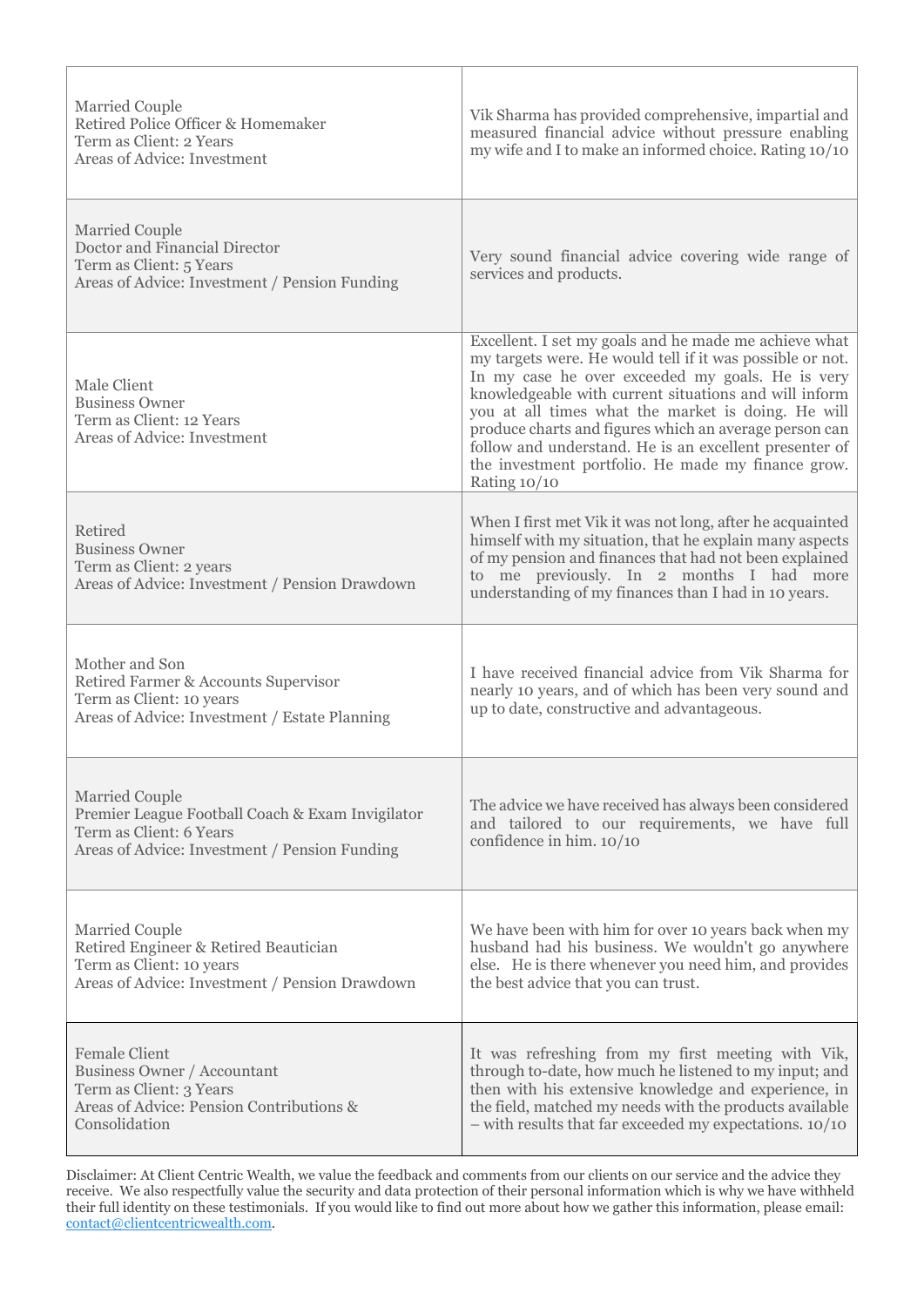| | |
|---|---|
| Married Couple<br>Retired Police Officer & Homemaker<br>Term as Client: 2 Years<br>Areas of Advice: Investment | Vik Sharma has provided comprehensive, impartial and measured financial advice without pressure enabling my wife and I to make an informed choice. Rating 10/10 |
| Married Couple<br>Doctor and Financial Director<br>Term as Client: 5 Years<br>Areas of Advice: Investment / Pension Funding | Very sound financial advice covering wide range of services and products. |
| Male Client<br>Business Owner<br>Term as Client: 12 Years<br>Areas of Advice: Investment | Excellent. I set my goals and he made me achieve what my targets were. He would tell if it was possible or not. In my case he over exceeded my goals. He is very knowledgeable with current situations and will inform you at all times what the market is doing. He will produce charts and figures which an average person can follow and understand. He is an excellent presenter of the investment portfolio. He made my finance grow. Rating 10/10 |
| Retired<br>Business Owner<br>Term as Client: 2 years<br>Areas of Advice: Investment / Pension Drawdown | When I first met Vik it was not long, after he acquainted himself with my situation, that he explain many aspects of my pension and finances that had not been explained to me previously. In 2 months I had more understanding of my finances than I had in 10 years. |
| Mother and Son<br>Retired Farmer & Accounts Supervisor<br>Term as Client: 10 years<br>Areas of Advice: Investment / Estate Planning | I have received financial advice from Vik Sharma for nearly 10 years, and of which has been very sound and up to date, constructive and advantageous. |
| Married Couple<br>Premier League Football Coach & Exam Invigilator<br>Term as Client: 6 Years<br>Areas of Advice: Investment / Pension Funding | The advice we have received has always been considered and tailored to our requirements, we have full confidence in him. 10/10 |
| Married Couple<br>Retired Engineer & Retired Beautician<br>Term as Client: 10 years<br>Areas of Advice: Investment / Pension Drawdown | We have been with him for over 10 years back when my husband had his business. We wouldn't go anywhere else. He is there whenever you need him, and provides the best advice that you can trust. |
| Female Client<br>Business Owner / Accountant<br>Term as Client: 3 Years<br>Areas of Advice: Pension Contributions & Consolidation | It was refreshing from my first meeting with Vik, through to-date, how much he listened to my input; and then with his extensive knowledge and experience, in the field, matched my needs with the products available – with results that far exceeded my expectations. 10/10 |

Disclaimer: At Client Centric Wealth, we value the feedback and comments from our clients on our service and the advice they receive. We also respectfully value the security and data protection of their personal information which is why we have withheld their full identity on these testimonials. If you would like to find out more about how we gather this information, please email: contact@clientcentricwealth.com.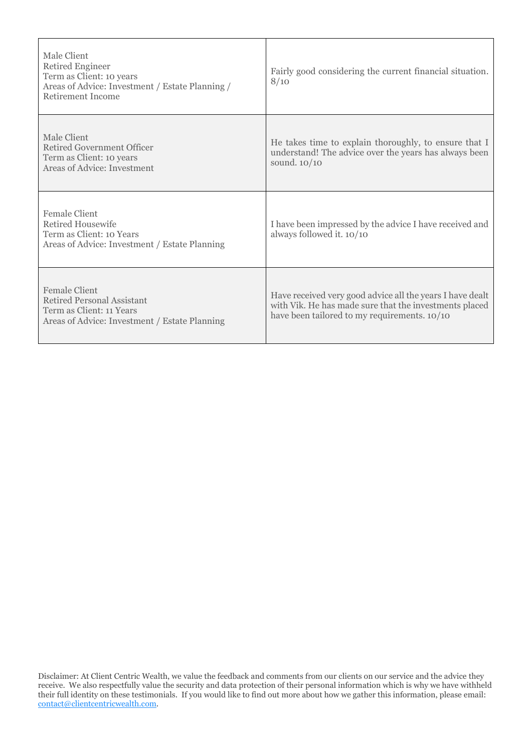| | |
|---|---|
| Male Client<br>Retired Engineer<br>Term as Client: 10 years<br>Areas of Advice: Investment / Estate Planning / Retirement Income | Fairly good considering the current financial situation. 8/10 |
| Male Client<br>Retired Government Officer<br>Term as Client: 10 years<br>Areas of Advice: Investment | He takes time to explain thoroughly, to ensure that I understand! The advice over the years has always been sound. 10/10 |
| Female Client<br>Retired Housewife<br>Term as Client: 10 Years<br>Areas of Advice: Investment / Estate Planning | I have been impressed by the advice I have received and always followed it. 10/10 |
| Female Client<br>Retired Personal Assistant<br>Term as Client: 11 Years<br>Areas of Advice: Investment / Estate Planning | Have received very good advice all the years I have dealt with Vik. He has made sure that the investments placed have been tailored to my requirements. 10/10 |

Disclaimer: At Client Centric Wealth, we value the feedback and comments from our clients on our service and the advice they receive. We also respectfully value the security and data protection of their personal information which is why we have withheld their full identity on these testimonials. If you would like to find out more about how we gather this information, please email: contact@clientcentricwealth.com.